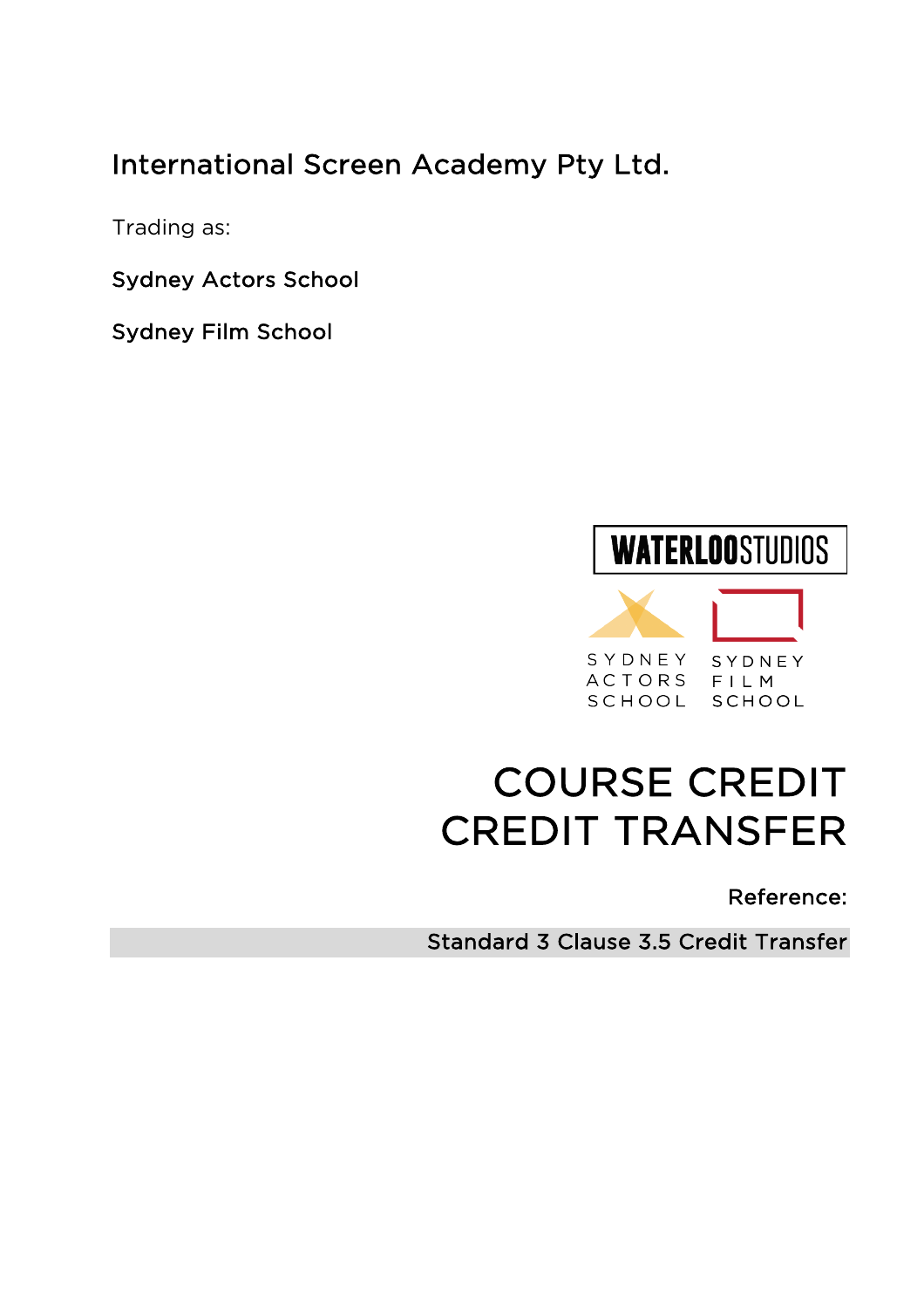# International Screen Academy Pty Ltd.

Trading as:

Sydney Actors School

Sydney Film School

WATERLOOSTUDIOS

SYDNEY ACTORS SCHOOL

SYDNEY FILM SCHOOL

# COURSE CREDIT CREDIT TRANSFER

Reference:

Standard 3 Clause 3.5 Credit Transfer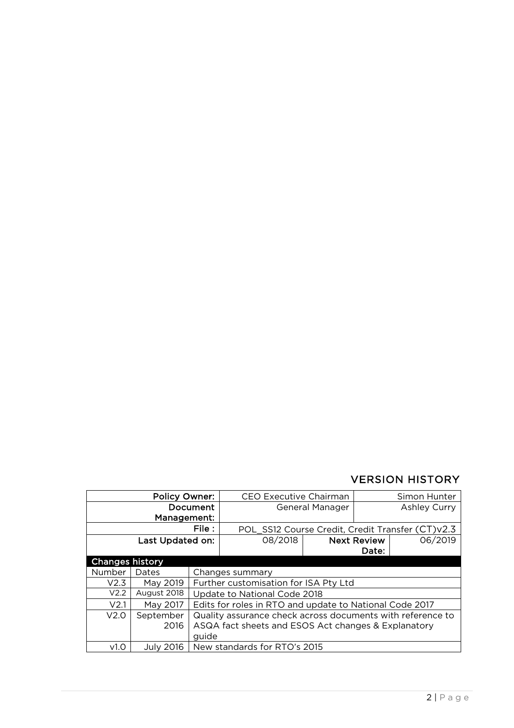## VERSION HISTORY

| Policy Owner: | CEO Executive Chairman | | Simon Hunter |
|---|---|---|---|
| Document Management: | General Manager | | Ashley Curry |
| File : | POL_SS12 Course Credit, Credit Transfer (CT)v2.3 | | |
| Last Updated on: | 08/2018 | Next Review Date: | 06/2019 |

**Changes history**

| Number | Dates | Changes summary |
|---|---|---|
| V2.3 | May 2019 | Further customisation for ISA Pty Ltd |
| V2.2 | August 2018 | Update to National Code 2018 |
| V2.1 | May 2017 | Edits for roles in RTO and update to National Code 2017 |
| V2.0 | September 2016 | Quality assurance check across documents with reference to ASQA fact sheets and ESOS Act changes & Explanatory guide |
| v1.0 | July 2016 | New standards for RTO's 2015 |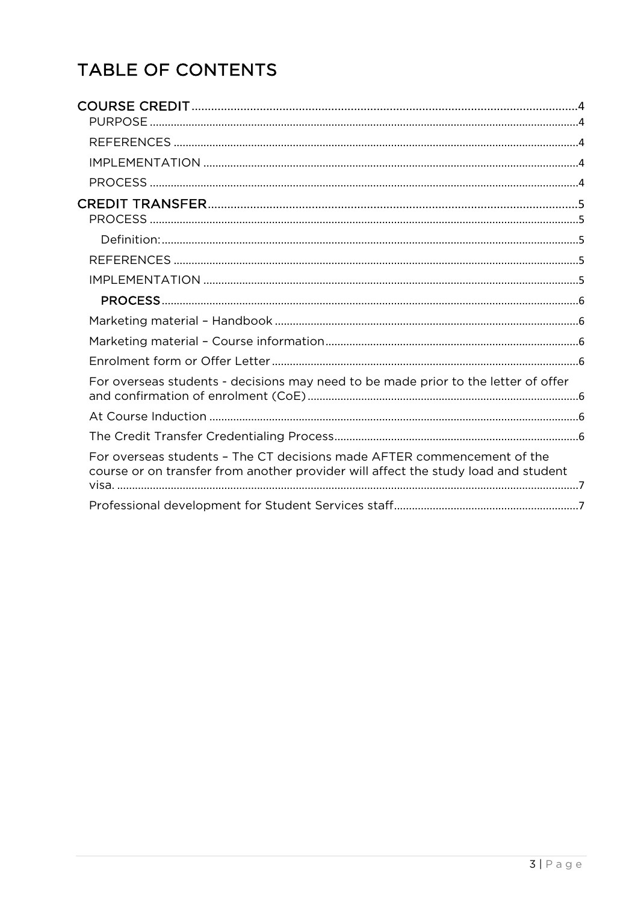# TABLE OF CONTENTS

COURSE CREDIT ........................................................................................................................4
- PURPOSE .............................................................................................................................4
- REFERENCES ......................................................................................................................4
- IMPLEMENTATION ............................................................................................................4
- PROCESS .............................................................................................................................4

CREDIT TRANSFER..................................................................................................................5
- PROCESS .............................................................................................................................5
  - Definition:..........................................................................................................................5
- REFERENCES ......................................................................................................................5
- IMPLEMENTATION ............................................................................................................5
  - PROCESS..........................................................................................................................6
- Marketing material – Handbook .......................................................................................6
- Marketing material – Course information........................................................................6
- Enrolment form or Offer Letter.........................................................................................6
- For overseas students - decisions may need to be made prior to the letter of offer and confirmation of enrolment (CoE)..........................................................................................6
- At Course Induction ............................................................................................................6
- The Credit Transfer Credentialing Process......................................................................6
- For overseas students – The CT decisions made AFTER commencement of the course or on transfer from another provider will affect the study load and student visa. ...............................................................................................................................................7
- Professional development for Student Services staff...................................................7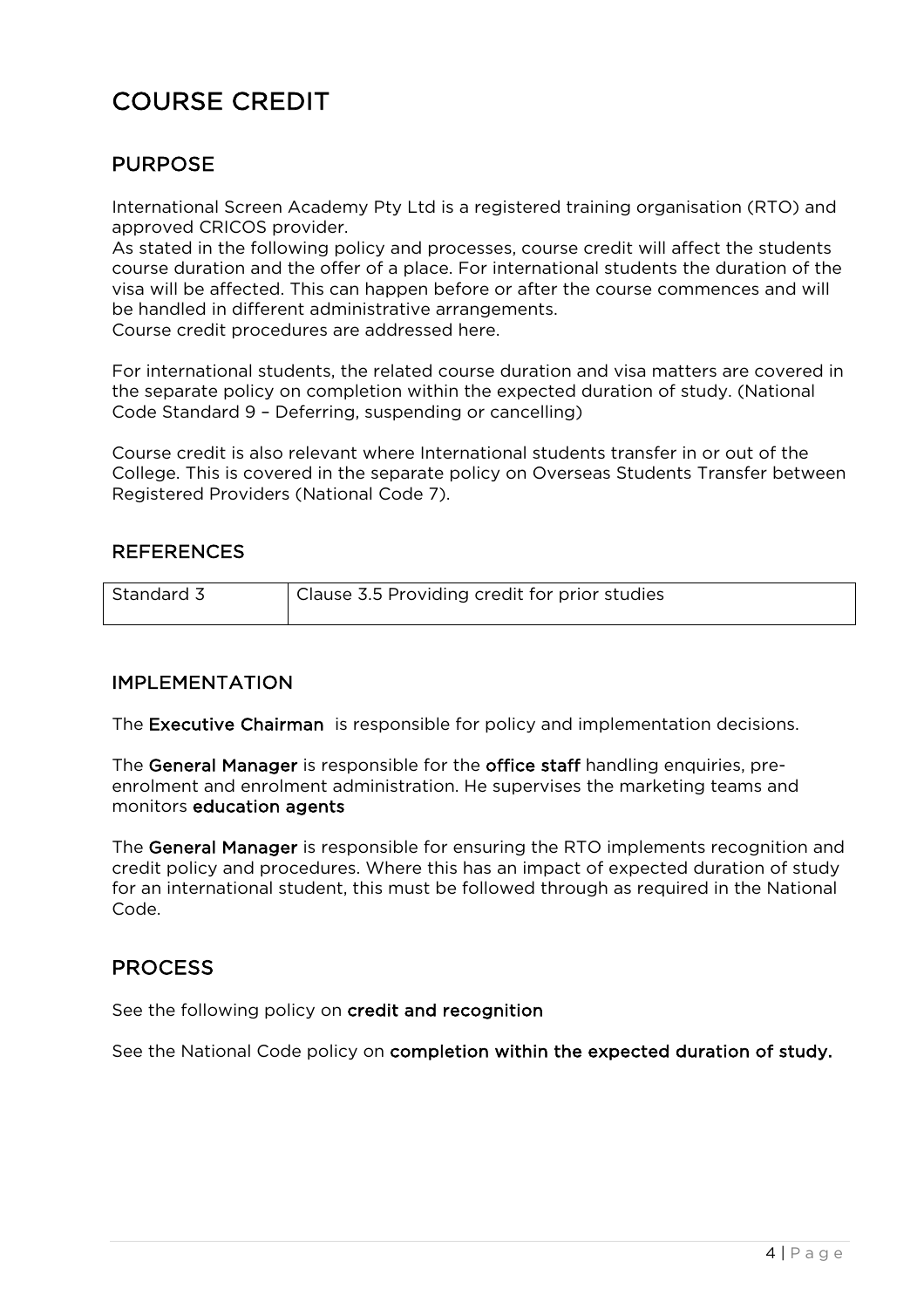# COURSE CREDIT

## PURPOSE

International Screen Academy Pty Ltd is a registered training organisation (RTO) and approved CRICOS provider.
As stated in the following policy and processes, course credit will affect the students course duration and the offer of a place. For international students the duration of the visa will be affected. This can happen before or after the course commences and will be handled in different administrative arrangements.
Course credit procedures are addressed here.

For international students, the related course duration and visa matters are covered in the separate policy on completion within the expected duration of study. (National Code Standard 9 – Deferring, suspending or cancelling)

Course credit is also relevant where International students transfer in or out of the College. This is covered in the separate policy on Overseas Students Transfer between Registered Providers (National Code 7).

### REFERENCES

| Standard 3 | Clause 3.5 Providing credit for prior studies |
| --- | --- |

### IMPLEMENTATION

The **Executive Chairman** is responsible for policy and implementation decisions.

The **General Manager** is responsible for the **office staff** handling enquiries, pre-enrolment and enrolment administration. He supervises the marketing teams and monitors **education agents**

The **General Manager** is responsible for ensuring the RTO implements recognition and credit policy and procedures. Where this has an impact of expected duration of study for an international student, this must be followed through as required in the National Code.

## PROCESS

See the following policy on **credit and recognition**

See the National Code policy on **completion within the expected duration of study.**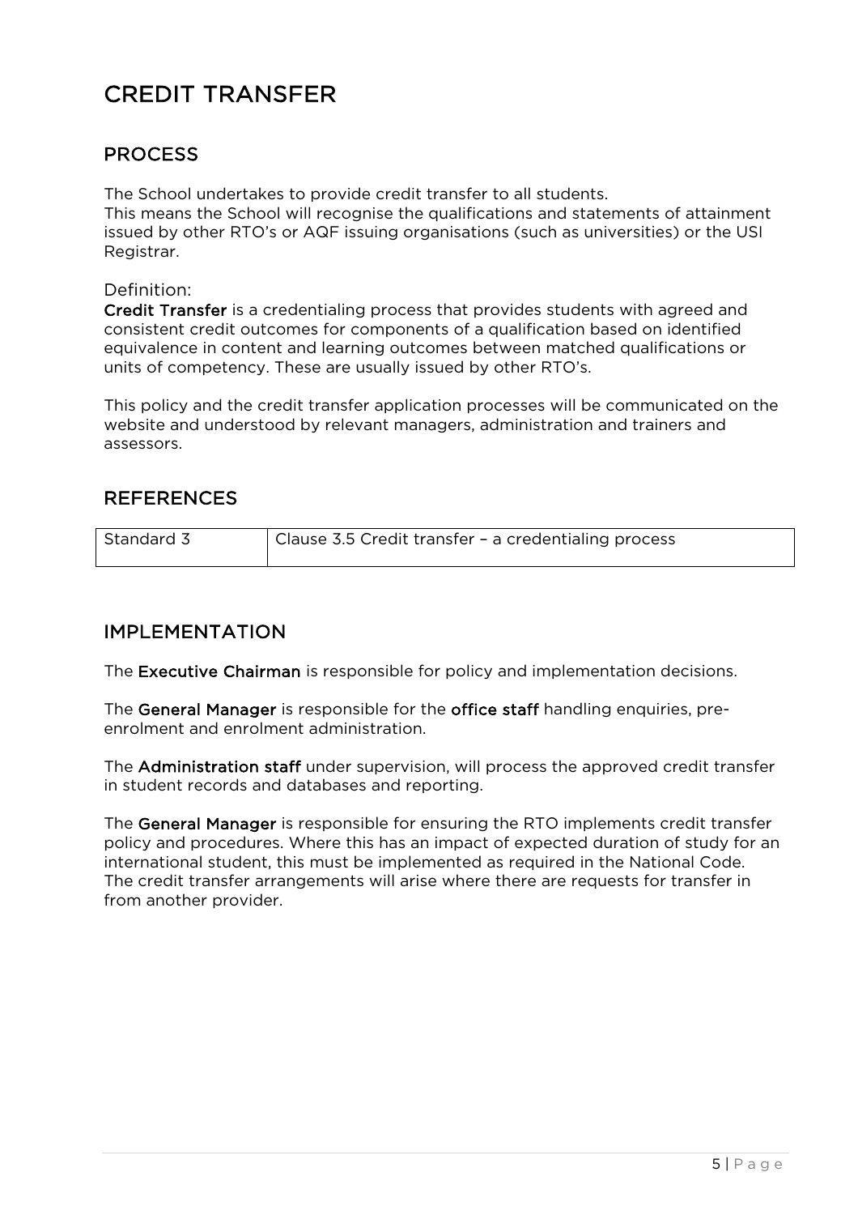# CREDIT TRANSFER

## PROCESS

The School undertakes to provide credit transfer to all students.
This means the School will recognise the qualifications and statements of attainment issued by other RTO's or AQF issuing organisations (such as universities) or the USI Registrar.

Definition:
**Credit Transfer** is a credentialing process that provides students with agreed and consistent credit outcomes for components of a qualification based on identified equivalence in content and learning outcomes between matched qualifications or units of competency. These are usually issued by other RTO's.

This policy and the credit transfer application processes will be communicated on the website and understood by relevant managers, administration and trainers and assessors.

## REFERENCES

| Standard 3 | Clause 3.5 Credit transfer – a credentialing process |
|---|---|

## IMPLEMENTATION

The **Executive Chairman** is responsible for policy and implementation decisions.

The **General Manager** is responsible for the **office staff** handling enquiries, pre-enrolment and enrolment administration.

The **Administration staff** under supervision, will process the approved credit transfer in student records and databases and reporting.

The **General Manager** is responsible for ensuring the RTO implements credit transfer policy and procedures. Where this has an impact of expected duration of study for an international student, this must be implemented as required in the National Code. The credit transfer arrangements will arise where there are requests for transfer in from another provider.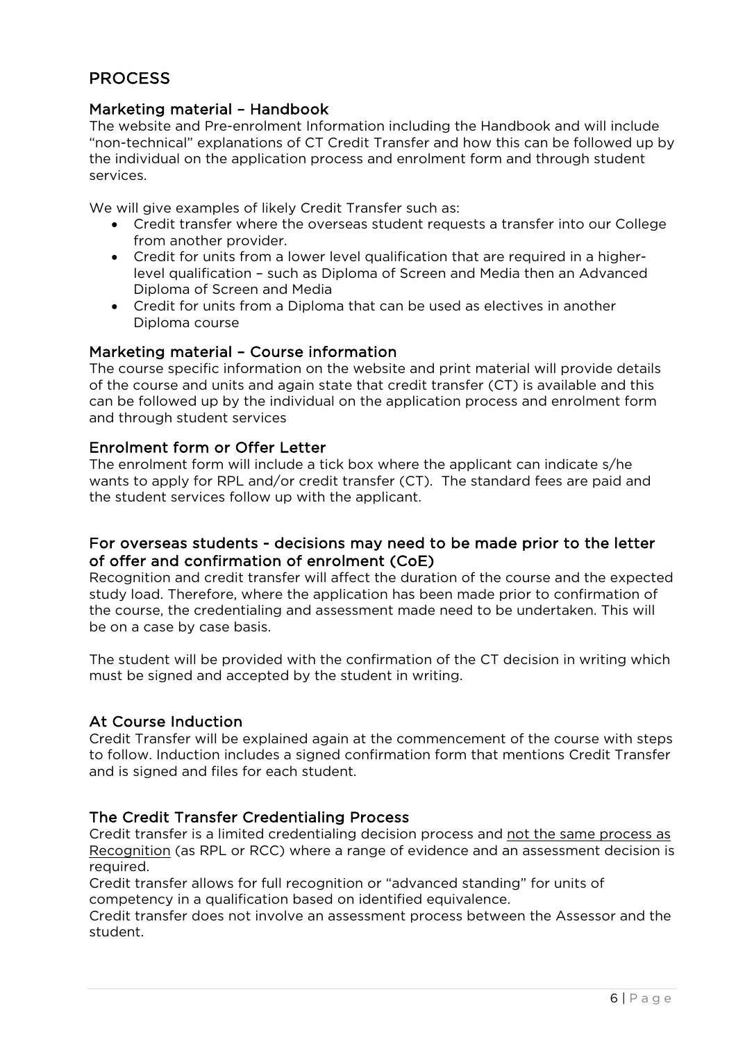## PROCESS

### Marketing material – Handbook

The website and Pre-enrolment Information including the Handbook and will include "non-technical" explanations of CT Credit Transfer and how this can be followed up by the individual on the application process and enrolment form and through student services.

We will give examples of likely Credit Transfer such as:

- Credit transfer where the overseas student requests a transfer into our College from another provider.
- Credit for units from a lower level qualification that are required in a higher-level qualification – such as Diploma of Screen and Media then an Advanced Diploma of Screen and Media
- Credit for units from a Diploma that can be used as electives in another Diploma course

### Marketing material – Course information

The course specific information on the website and print material will provide details of the course and units and again state that credit transfer (CT) is available and this can be followed up by the individual on the application process and enrolment form and through student services

### Enrolment form or Offer Letter

The enrolment form will include a tick box where the applicant can indicate s/he wants to apply for RPL and/or credit transfer (CT). The standard fees are paid and the student services follow up with the applicant.

### For overseas students - decisions may need to be made prior to the letter of offer and confirmation of enrolment (CoE)

Recognition and credit transfer will affect the duration of the course and the expected study load. Therefore, where the application has been made prior to confirmation of the course, the credentialing and assessment made need to be undertaken. This will be on a case by case basis.

The student will be provided with the confirmation of the CT decision in writing which must be signed and accepted by the student in writing.

### At Course Induction

Credit Transfer will be explained again at the commencement of the course with steps to follow. Induction includes a signed confirmation form that mentions Credit Transfer and is signed and files for each student.

### The Credit Transfer Credentialing Process

Credit transfer is a limited credentialing decision process and <u>not the same process as Recognition</u> (as RPL or RCC) where a range of evidence and an assessment decision is required.

Credit transfer allows for full recognition or "advanced standing" for units of competency in a qualification based on identified equivalence.

Credit transfer does not involve an assessment process between the Assessor and the student.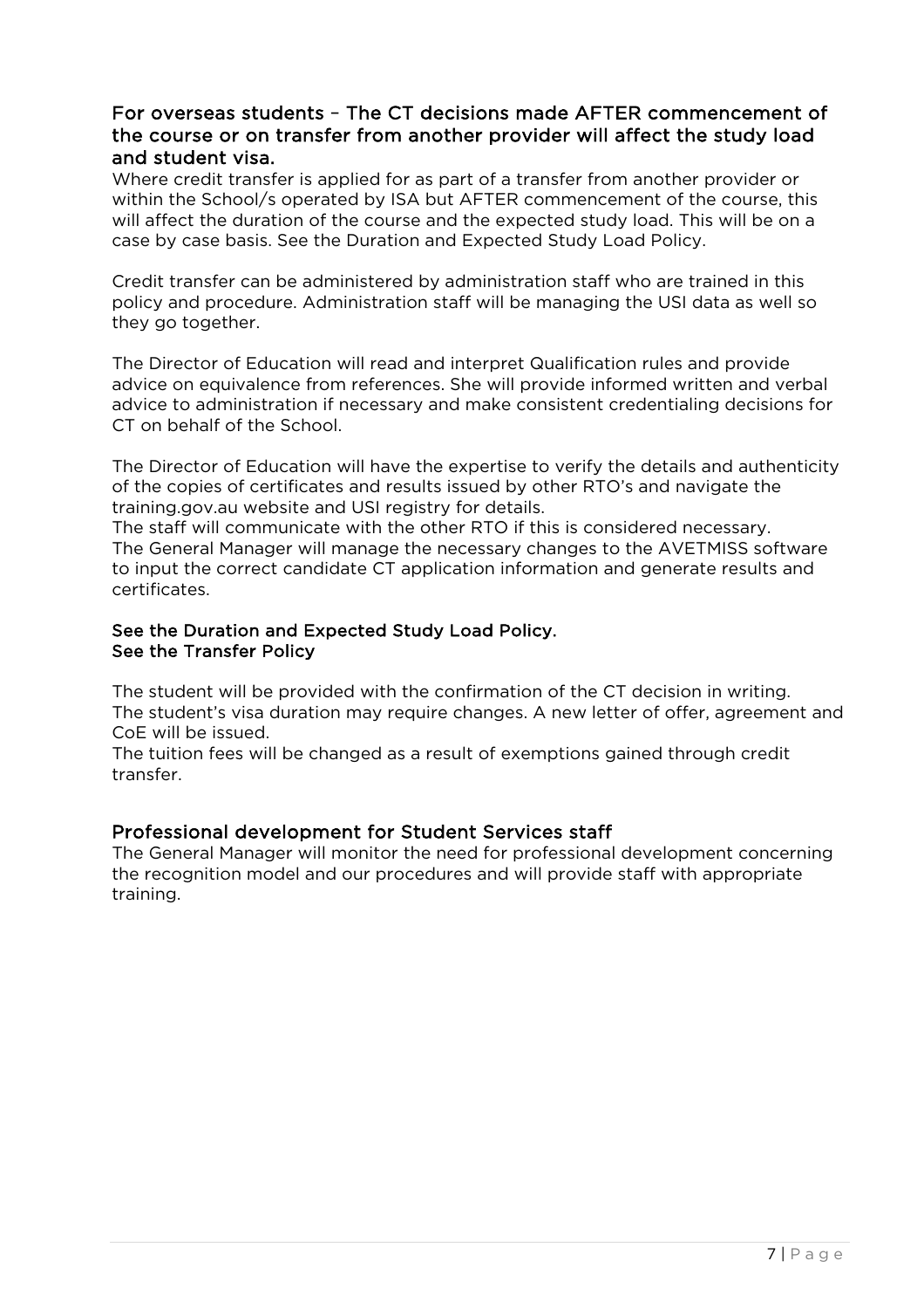### For overseas students – The CT decisions made AFTER commencement of the course or on transfer from another provider will affect the study load and student visa.

Where credit transfer is applied for as part of a transfer from another provider or within the School/s operated by ISA but AFTER commencement of the course, this will affect the duration of the course and the expected study load. This will be on a case by case basis. See the Duration and Expected Study Load Policy.

Credit transfer can be administered by administration staff who are trained in this policy and procedure. Administration staff will be managing the USI data as well so they go together.

The Director of Education will read and interpret Qualification rules and provide advice on equivalence from references. She will provide informed written and verbal advice to administration if necessary and make consistent credentialing decisions for CT on behalf of the School.

The Director of Education will have the expertise to verify the details and authenticity of the copies of certificates and results issued by other RTO's and navigate the training.gov.au website and USI registry for details.
The staff will communicate with the other RTO if this is considered necessary.
The General Manager will manage the necessary changes to the AVETMISS software to input the correct candidate CT application information and generate results and certificates.

**See the Duration and Expected Study Load Policy.**
**See the Transfer Policy**

The student will be provided with the confirmation of the CT decision in writing.
The student's visa duration may require changes. A new letter of offer, agreement and CoE will be issued.
The tuition fees will be changed as a result of exemptions gained through credit transfer.

### Professional development for Student Services staff

The General Manager will monitor the need for professional development concerning the recognition model and our procedures and will provide staff with appropriate training.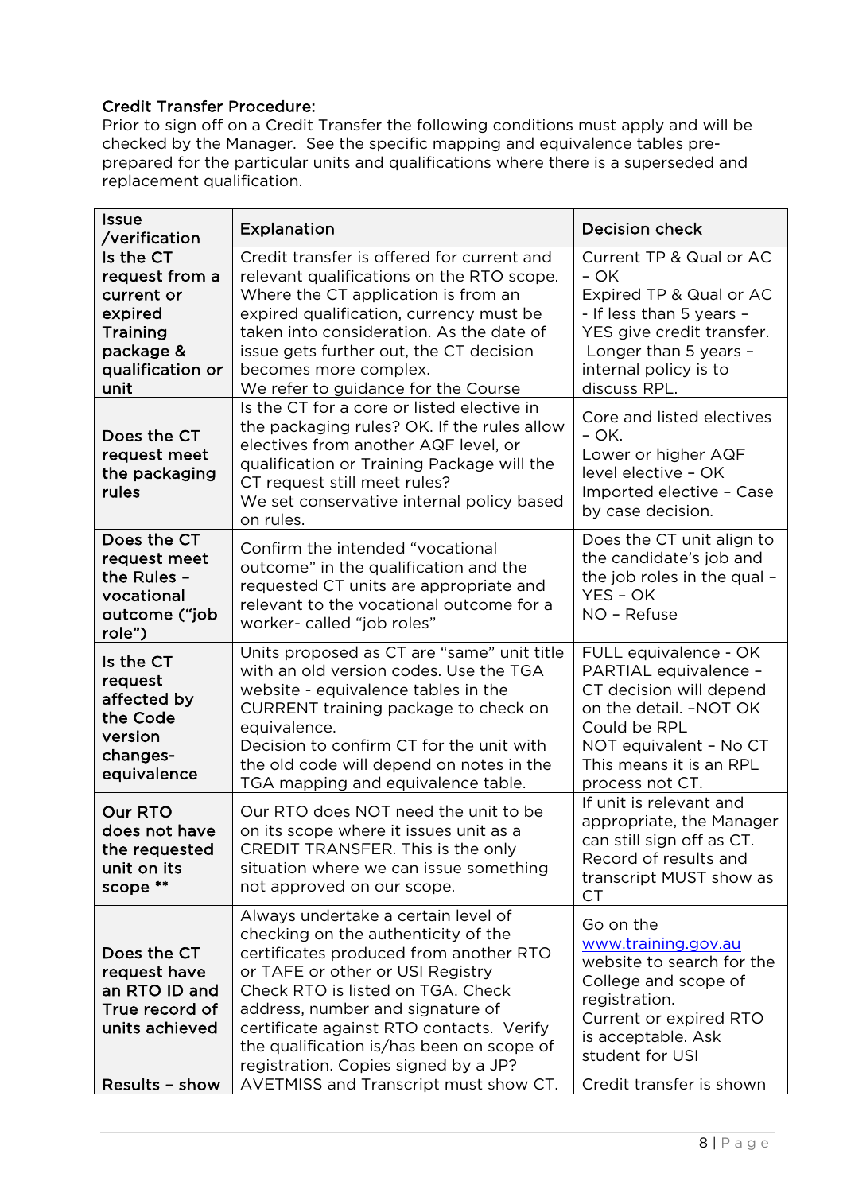**Credit Transfer Procedure:**
Prior to sign off on a Credit Transfer the following conditions must apply and will be checked by the Manager. See the specific mapping and equivalence tables pre-prepared for the particular units and qualifications where there is a superseded and replacement qualification.

| Issue /verification | Explanation | Decision check |
|---|---|---|
| **Is the CT request from a current or expired Training package & qualification or unit** | Credit transfer is offered for current and relevant qualifications on the RTO scope. Where the CT application is from an expired qualification, currency must be taken into consideration. As the date of issue gets further out, the CT decision becomes more complex. We refer to guidance for the Course | Current TP & Qual or AC – OK<br>Expired TP & Qual or AC - If less than 5 years – YES give credit transfer. Longer than 5 years – internal policy is to discuss RPL. |
| **Does the CT request meet the packaging rules** | Is the CT for a core or listed elective in the packaging rules? OK. If the rules allow electives from another AQF level, or qualification or Training Package will the CT request still meet rules?<br>We set conservative internal policy based on rules. | Core and listed electives – OK.<br>Lower or higher AQF level elective – OK<br>Imported elective – Case by case decision. |
| **Does the CT request meet the Rules – vocational outcome ("job role")** | Confirm the intended "vocational outcome" in the qualification and the requested CT units are appropriate and relevant to the vocational outcome for a worker- called "job roles" | Does the CT unit align to the candidate's job and the job roles in the qual – YES – OK<br>NO – Refuse |
| **Is the CT request affected by the Code version changes- equivalence** | Units proposed as CT are "same" unit title with an old version codes. Use the TGA website - equivalence tables in the CURRENT training package to check on equivalence.<br>Decision to confirm CT for the unit with the old code will depend on notes in the TGA mapping and equivalence table. | FULL equivalence - OK<br>PARTIAL equivalence – CT decision will depend on the detail. –NOT OK Could be RPL<br>NOT equivalent – No CT This means it is an RPL process not CT. |
| **Our RTO does not have the requested unit on its scope \*\*** | Our RTO does NOT need the unit to be on its scope where it issues unit as a CREDIT TRANSFER. This is the only situation where we can issue something not approved on our scope. | If unit is relevant and appropriate, the Manager can still sign off as CT. Record of results and transcript MUST show as CT |
| **Does the CT request have an RTO ID and True record of units achieved** | Always undertake a certain level of checking on the authenticity of the certificates produced from another RTO or TAFE or other or USI Registry Check RTO is listed on TGA. Check address, number and signature of certificate against RTO contacts. Verify the qualification is/has been on scope of registration. Copies signed by a JP? | Go on the www.training.gov.au website to search for the College and scope of registration.<br>Current or expired RTO is acceptable. Ask student for USI |
| **Results – show** | AVETMISS and Transcript must show CT. | Credit transfer is shown |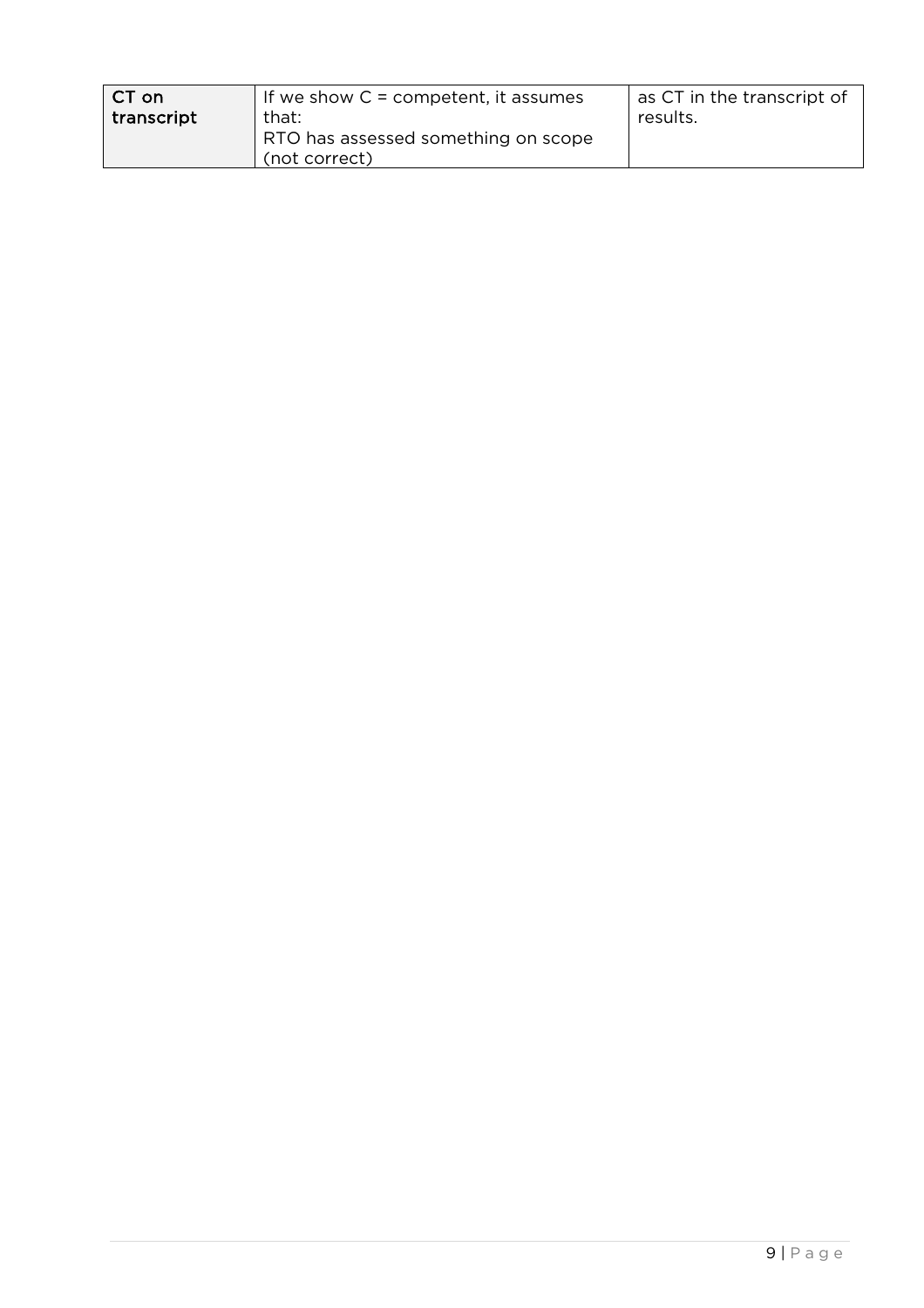| | | |
|---|---|---|
| **CT on transcript** | If we show C = competent, it assumes that:<br>RTO has assessed something on scope (not correct) | as CT in the transcript of results. |